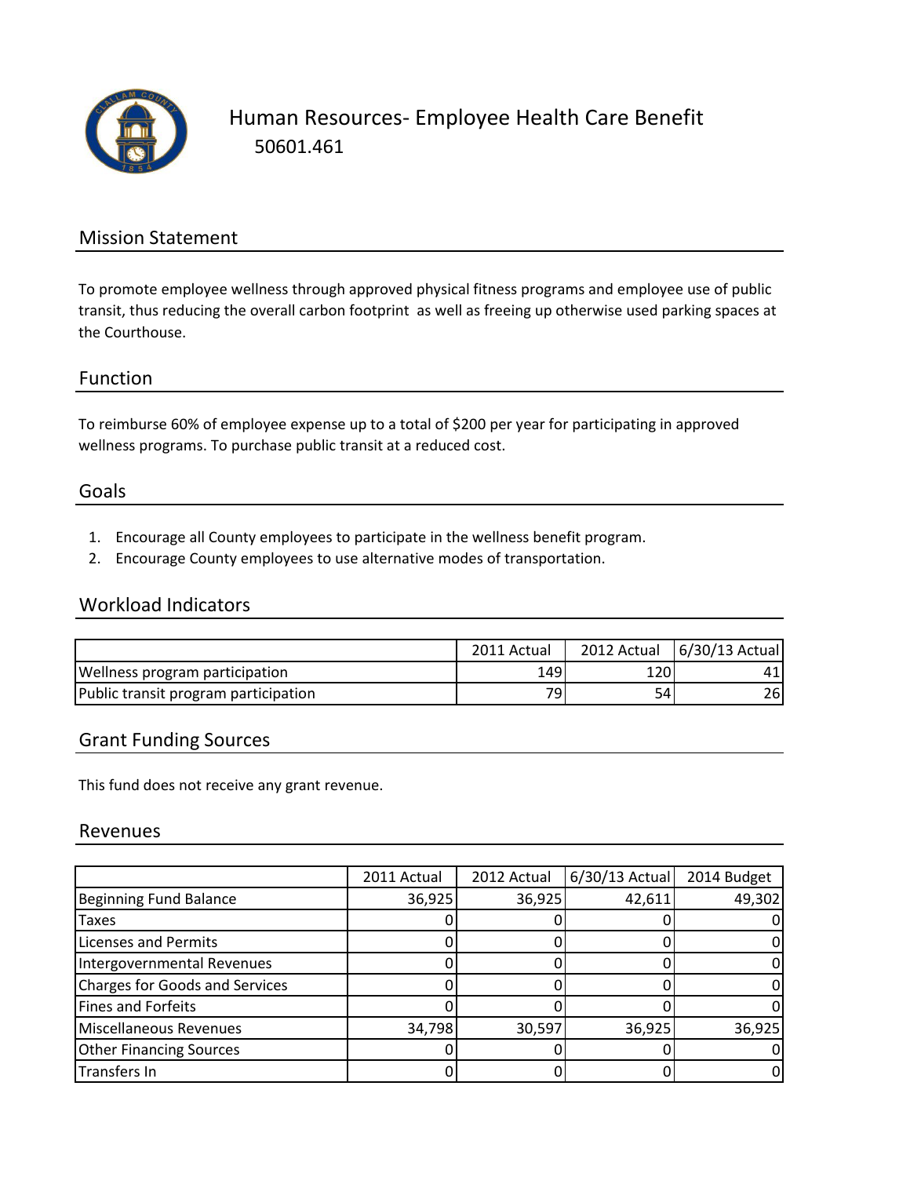# Human Resources- Employee Health Care Benefit

50601.461

## Mission Statement

To promote employee wellness through approved physical fitness programs and employee use of public transit, thus reducing the overall carbon footprint as well as freeing up otherwise used parking spaces at the Courthouse.

## Function

To reimburse 60% of employee expense up to a total of $200 per year for participating in approved wellness programs. To purchase public transit at a reduced cost.

## Goals

1. Encourage all County employees to participate in the wellness benefit program.
2. Encourage County employees to use alternative modes of transportation.

## Workload Indicators

| | 2011 Actual | 2012 Actual | 6/30/13 Actual |
|---|---|---|---|
| Wellness program participation | 149 | 120 | 41 |
| Public transit program participation | 79 | 54 | 26 |

## Grant Funding Sources

This fund does not receive any grant revenue.

## Revenues

| | 2011 Actual | 2012 Actual | 6/30/13 Actual | 2014 Budget |
|---|---|---|---|---|
| Beginning Fund Balance | 36,925 | 36,925 | 42,611 | 49,302 |
| Taxes | 0 | 0 | 0 | 0 |
| Licenses and Permits | 0 | 0 | 0 | 0 |
| Intergovernmental Revenues | 0 | 0 | 0 | 0 |
| Charges for Goods and Services | 0 | 0 | 0 | 0 |
| Fines and Forfeits | 0 | 0 | 0 | 0 |
| Miscellaneous Revenues | 34,798 | 30,597 | 36,925 | 36,925 |
| Other Financing Sources | 0 | 0 | 0 | 0 |
| Transfers In | 0 | 0 | 0 | 0 |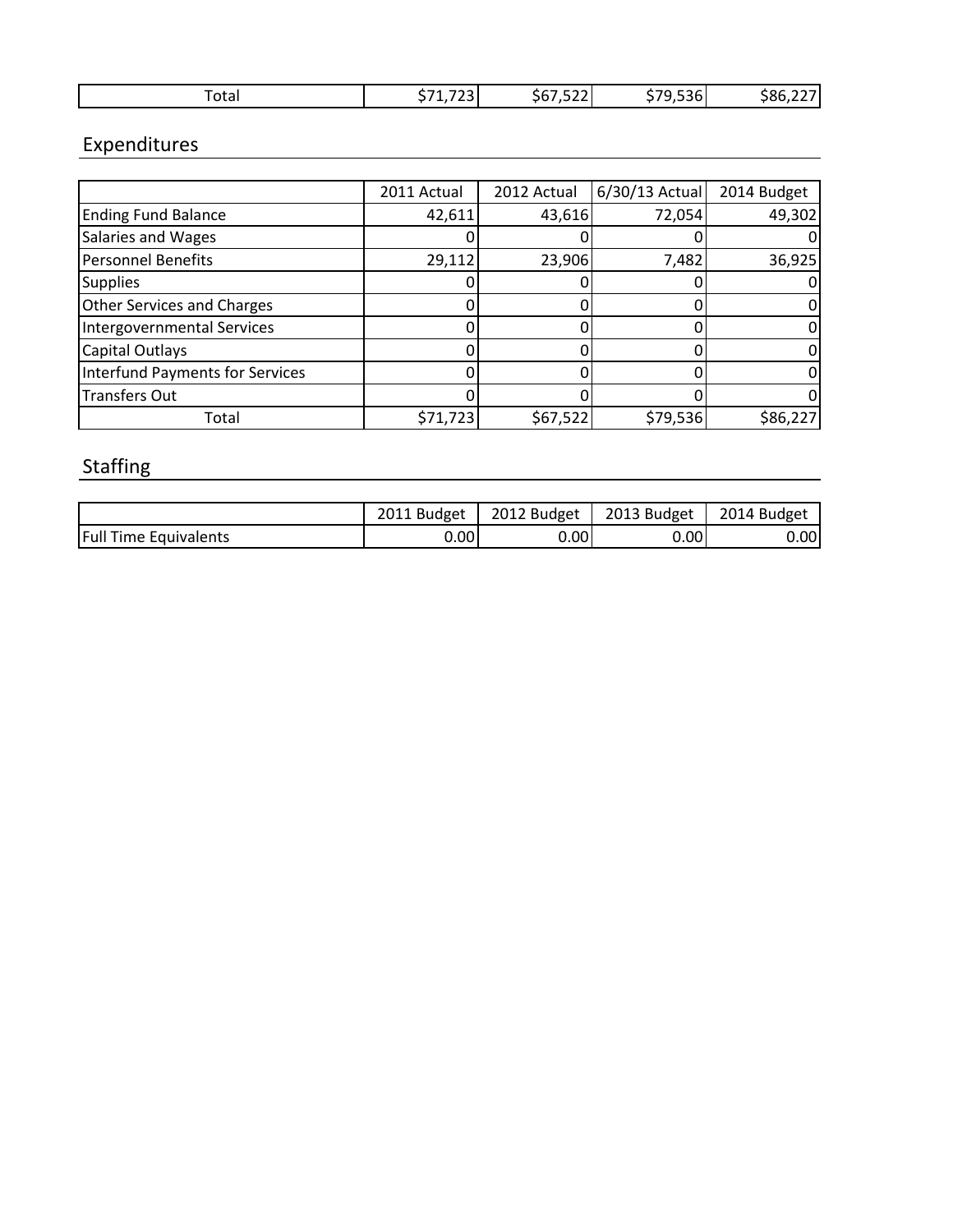| | | | | |
|---|---|---|---|---|
| Total | $71,723 | $67,522 | $79,536 | $86,227 |

## Expenditures

| | 2011 Actual | 2012 Actual | 6/30/13 Actual | 2014 Budget |
|---|---|---|---|---|
| Ending Fund Balance | 42,611 | 43,616 | 72,054 | 49,302 |
| Salaries and Wages | 0 | 0 | 0 | 0 |
| Personnel Benefits | 29,112 | 23,906 | 7,482 | 36,925 |
| Supplies | 0 | 0 | 0 | 0 |
| Other Services and Charges | 0 | 0 | 0 | 0 |
| Intergovernmental Services | 0 | 0 | 0 | 0 |
| Capital Outlays | 0 | 0 | 0 | 0 |
| Interfund Payments for Services | 0 | 0 | 0 | 0 |
| Transfers Out | 0 | 0 | 0 | 0 |
| Total | $71,723 | $67,522 | $79,536 | $86,227 |

## Staffing

| | 2011 Budget | 2012 Budget | 2013 Budget | 2014 Budget |
|---|---|---|---|---|
| Full Time Equivalents | 0.00 | 0.00 | 0.00 | 0.00 |